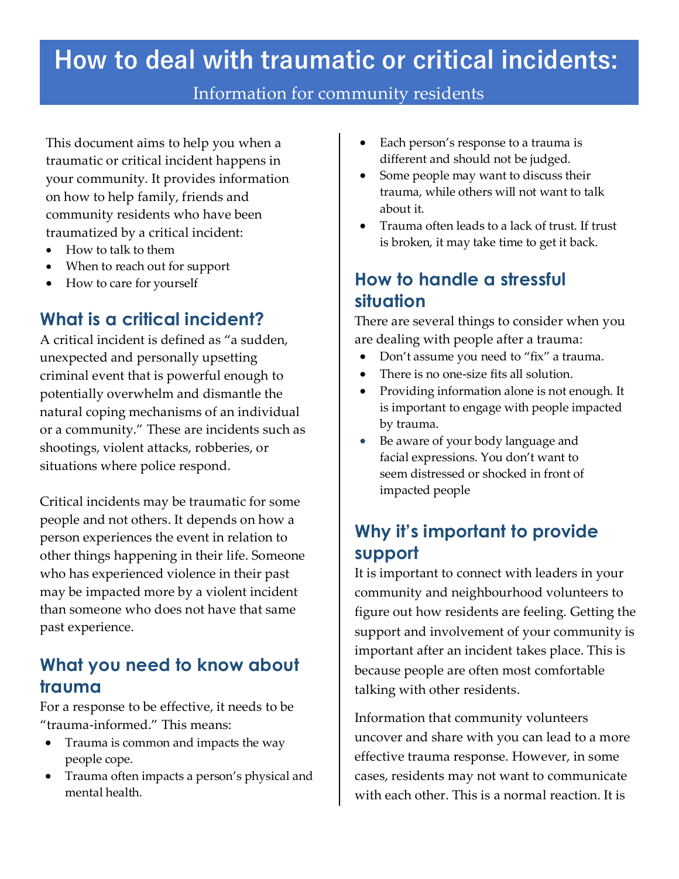# How to deal with traumatic or critical incidents:

Information for community residents

This document aims to help you when a traumatic or critical incident happens in your community. It provides information on how to help family, friends and community residents who have been traumatized by a critical incident:

- How to talk to them
- When to reach out for support
- How to care for yourself

## What is a critical incident?

A critical incident is defined as "a sudden, unexpected and personally upsetting criminal event that is powerful enough to potentially overwhelm and dismantle the natural coping mechanisms of an individual or a community." These are incidents such as shootings, violent attacks, robberies, or situations where police respond.

Critical incidents may be traumatic for some people and not others. It depends on how a person experiences the event in relation to other things happening in their life. Someone who has experienced violence in their past may be impacted more by a violent incident than someone who does not have that same past experience.

## What you need to know about trauma

For a response to be effective, it needs to be "trauma-informed." This means:

- Trauma is common and impacts the way people cope.
- Trauma often impacts a person's physical and mental health.
- Each person's response to a trauma is different and should not be judged.
- Some people may want to discuss their trauma, while others will not want to talk about it.
- Trauma often leads to a lack of trust. If trust is broken, it may take time to get it back.

## How to handle a stressful situation

There are several things to consider when you are dealing with people after a trauma:

- Don't assume you need to "fix" a trauma.
- There is no one-size fits all solution.
- Providing information alone is not enough. It is important to engage with people impacted by trauma.
- Be aware of your body language and facial expressions. You don't want to seem distressed or shocked in front of impacted people

## Why it's important to provide support

It is important to connect with leaders in your community and neighbourhood volunteers to figure out how residents are feeling. Getting the support and involvement of your community is important after an incident takes place. This is because people are often most comfortable talking with other residents.

Information that community volunteers uncover and share with you can lead to a more effective trauma response. However, in some cases, residents may not want to communicate with each other. This is a normal reaction. It is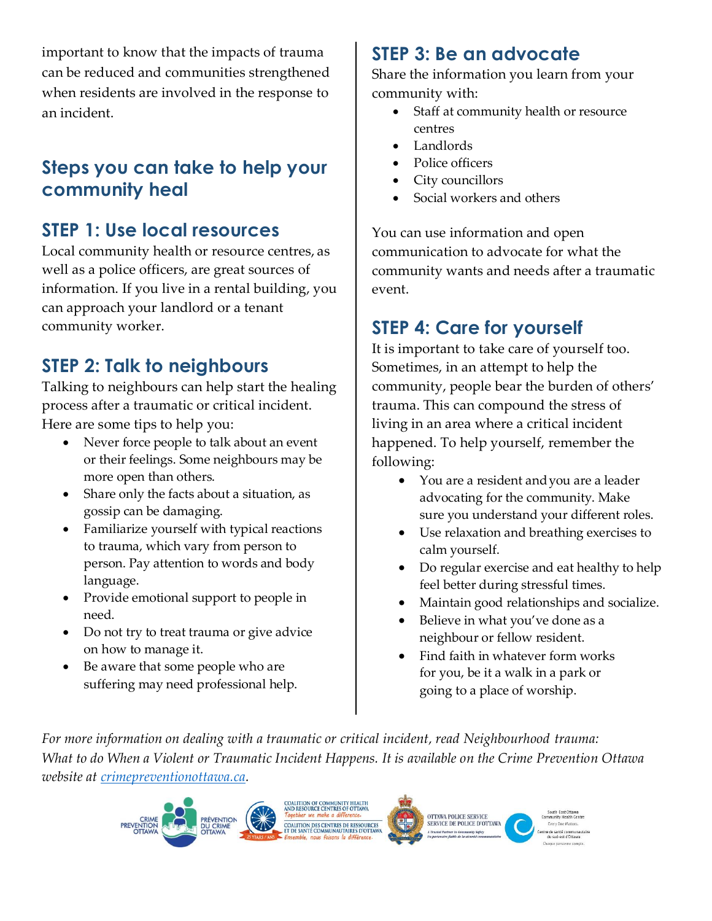important to know that the impacts of trauma can be reduced and communities strengthened when residents are involved in the response to an incident.

## Steps you can take to help your community heal

### STEP 1: Use local resources

Local community health or resource centres, as well as a police officers, are great sources of information. If you live in a rental building, you can approach your landlord or a tenant community worker.

### STEP 2: Talk to neighbours

Talking to neighbours can help start the healing process after a traumatic or critical incident. Here are some tips to help you:

- Never force people to talk about an event or their feelings. Some neighbours may be more open than others.
- Share only the facts about a situation, as gossip can be damaging.
- Familiarize yourself with typical reactions to trauma, which vary from person to person. Pay attention to words and body language.
- Provide emotional support to people in need.
- Do not try to treat trauma or give advice on how to manage it.
- Be aware that some people who are suffering may need professional help.

### STEP 3: Be an advocate

Share the information you learn from your community with:

- Staff at community health or resource centres
- Landlords
- Police officers
- City councillors
- Social workers and others

You can use information and open communication to advocate for what the community wants and needs after a traumatic event.

### STEP 4: Care for yourself

It is important to take care of yourself too. Sometimes, in an attempt to help the community, people bear the burden of others' trauma. This can compound the stress of living in an area where a critical incident happened. To help yourself, remember the following:

- You are a resident and you are a leader advocating for the community. Make sure you understand your different roles.
- Use relaxation and breathing exercises to calm yourself.
- Do regular exercise and eat healthy to help feel better during stressful times.
- Maintain good relationships and socialize.
- Believe in what you've done as a neighbour or fellow resident.
- Find faith in whatever form works for you, be it a walk in a park or going to a place of worship.

*For more information on dealing with a traumatic or critical incident, read Neighbourhood trauma: What to do When a Violent or Traumatic Incident Happens. It is available on the Crime Prevention Ottawa website at [crimepreventionottawa.ca](crimepreventionottawa.ca).*